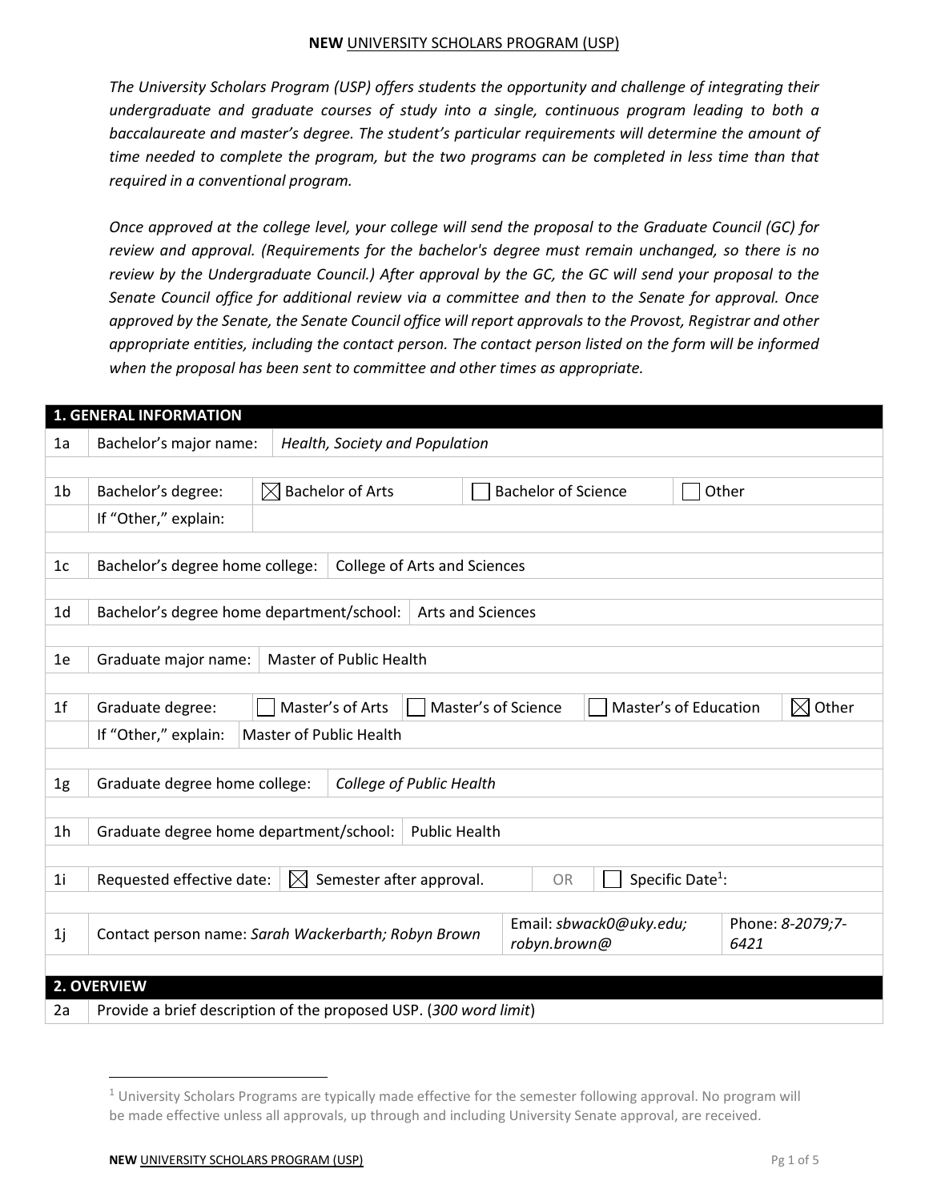# **NEW** UNIVERSITY SCHOLARS PROGRAM (USP)

*The University Scholars Program (USP) offers students the opportunity and challenge of integrating their undergraduate and graduate courses of study into a single, continuous program leading to both a baccalaureate and master's degree. The student's particular requirements will determine the amount of time needed to complete the program, but the two programs can be completed in less time than that required in a conventional program.*

*Once approved at the college level, your college will send the proposal to the Graduate Council (GC) for review and approval. (Requirements for the bachelor's degree must remain unchanged, so there is no review by the Undergraduate Council.) After approval by the GC, the GC will send your proposal to the Senate Council office for additional review via a committee and then to the Senate for approval. Once approved by the Senate, the Senate Council office will report approvals to the Provost, Registrar and other appropriate entities, including the contact person. The contact person listed on the form will be informed when the proposal has been sent to committee and other times as appropriate.*

| **1. GENERAL INFORMATION** | | | | |
|---|---|---|---|---|
| 1a | Bachelor's major name: | *Health, Society and Population* | | |
| 1b | Bachelor's degree: | ☒ Bachelor of Arts | ☐ Bachelor of Science | ☐ Other |
| | If "Other," explain: | | | |
| 1c | Bachelor's degree home college: | College of Arts and Sciences | | |
| 1d | Bachelor's degree home department/school: | Arts and Sciences | | |
| 1e | Graduate major name: | Master of Public Health | | |
| 1f | Graduate degree: | ☐ Master's of Arts ☐ Master's of Science | ☐ Master's of Education | ☒ Other |
| | If "Other," explain: | Master of Public Health | | |
| 1g | Graduate degree home college: | *College of Public Health* | | |
| 1h | Graduate degree home department/school: | Public Health | | |
| 1i | Requested effective date: | ☒ Semester after approval. | OR | ☐ Specific Date[1]: |
| 1j | Contact person name: *Sarah Wackerbarth; Robyn Brown* | | Email: *sbwack0@uky.edu; robyn.brown@* | Phone: *8-2079;7-6421* |

| **2. OVERVIEW** | |
|---|---|
| 2a | Provide a brief description of the proposed USP. (*300 word limit*) |

[1] University Scholars Programs are typically made effective for the semester following approval. No program will be made effective unless all approvals, up through and including University Senate approval, are received.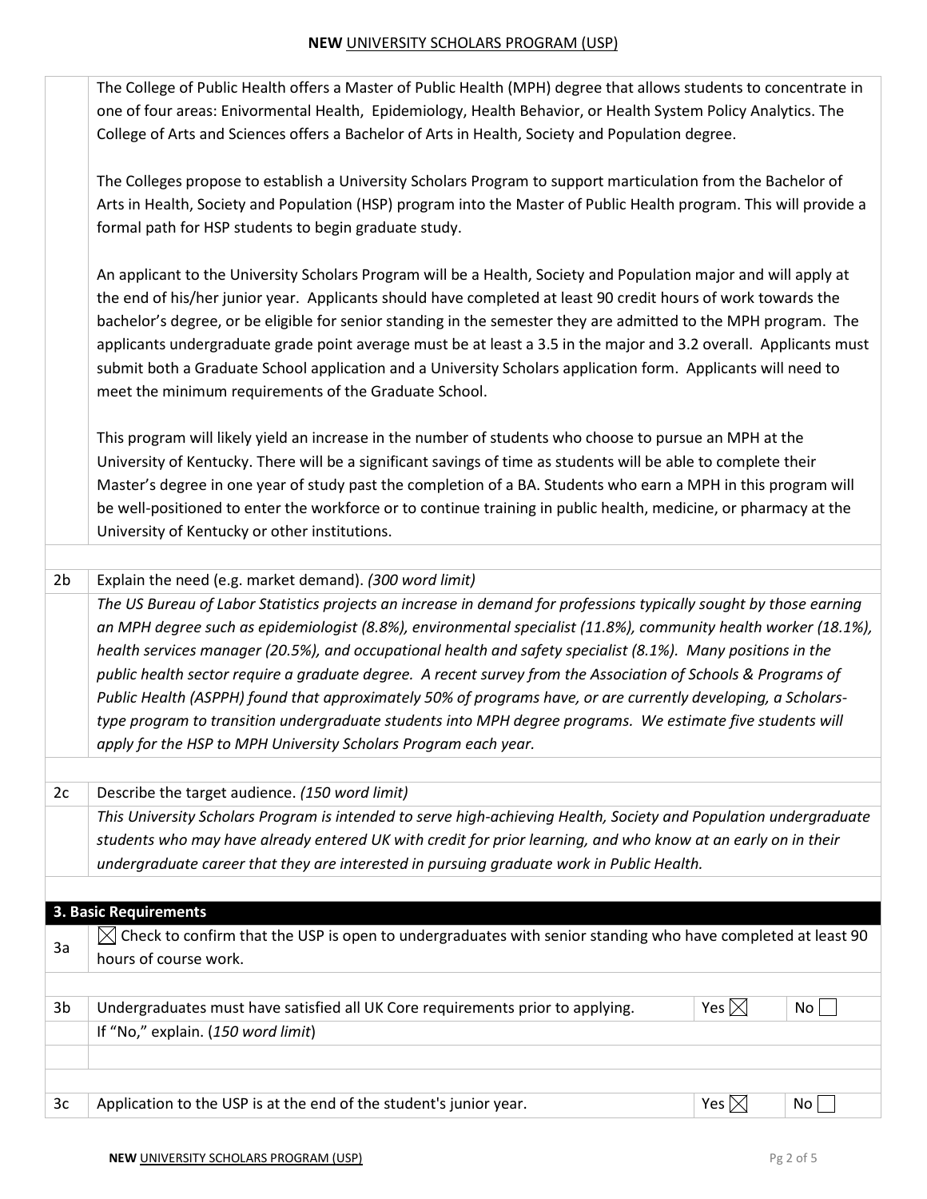The College of Public Health offers a Master of Public Health (MPH) degree that allows students to concentrate in one of four areas: Enivormental Health, Epidemiology, Health Behavior, or Health System Policy Analytics. The College of Arts and Sciences offers a Bachelor of Arts in Health, Society and Population degree.

The Colleges propose to establish a University Scholars Program to support marticulation from the Bachelor of Arts in Health, Society and Population (HSP) program into the Master of Public Health program. This will provide a formal path for HSP students to begin graduate study.

An applicant to the University Scholars Program will be a Health, Society and Population major and will apply at the end of his/her junior year. Applicants should have completed at least 90 credit hours of work towards the bachelor's degree, or be eligible for senior standing in the semester they are admitted to the MPH program. The applicants undergraduate grade point average must be at least a 3.5 in the major and 3.2 overall. Applicants must submit both a Graduate School application and a University Scholars application form. Applicants will need to meet the minimum requirements of the Graduate School.

This program will likely yield an increase in the number of students who choose to pursue an MPH at the University of Kentucky. There will be a significant savings of time as students will be able to complete their Master's degree in one year of study past the completion of a BA. Students who earn a MPH in this program will be well-positioned to enter the workforce or to continue training in public health, medicine, or pharmacy at the University of Kentucky or other institutions.

**2b** Explain the need (e.g. market demand). *(300 word limit)*

*The US Bureau of Labor Statistics projects an increase in demand for professions typically sought by those earning an MPH degree such as epidemiologist (8.8%), environmental specialist (11.8%), community health worker (18.1%), health services manager (20.5%), and occupational health and safety specialist (8.1%). Many positions in the public health sector require a graduate degree. A recent survey from the Association of Schools & Programs of Public Health (ASPPH) found that approximately 50% of programs have, or are currently developing, a Scholars-type program to transition undergraduate students into MPH degree programs. We estimate five students will apply for the HSP to MPH University Scholars Program each year.*

**2c** Describe the target audience. *(150 word limit)*

*This University Scholars Program is intended to serve high-achieving Health, Society and Population undergraduate students who may have already entered UK with credit for prior learning, and who know at an early on in their undergraduate career that they are interested in pursuing graduate work in Public Health.*

## 3. Basic Requirements

| | | | |
|---|---|---|---|
| 3a | ☒ Check to confirm that the USP is open to undergraduates with senior standing who have completed at least 90 hours of course work. | | |
| 3b | Undergraduates must have satisfied all UK Core requirements prior to applying. | Yes ☒ | No ☐ |
| | If "No," explain. (*150 word limit*) | | |
| 3c | Application to the USP is at the end of the student's junior year. | Yes ☒ | No ☐ |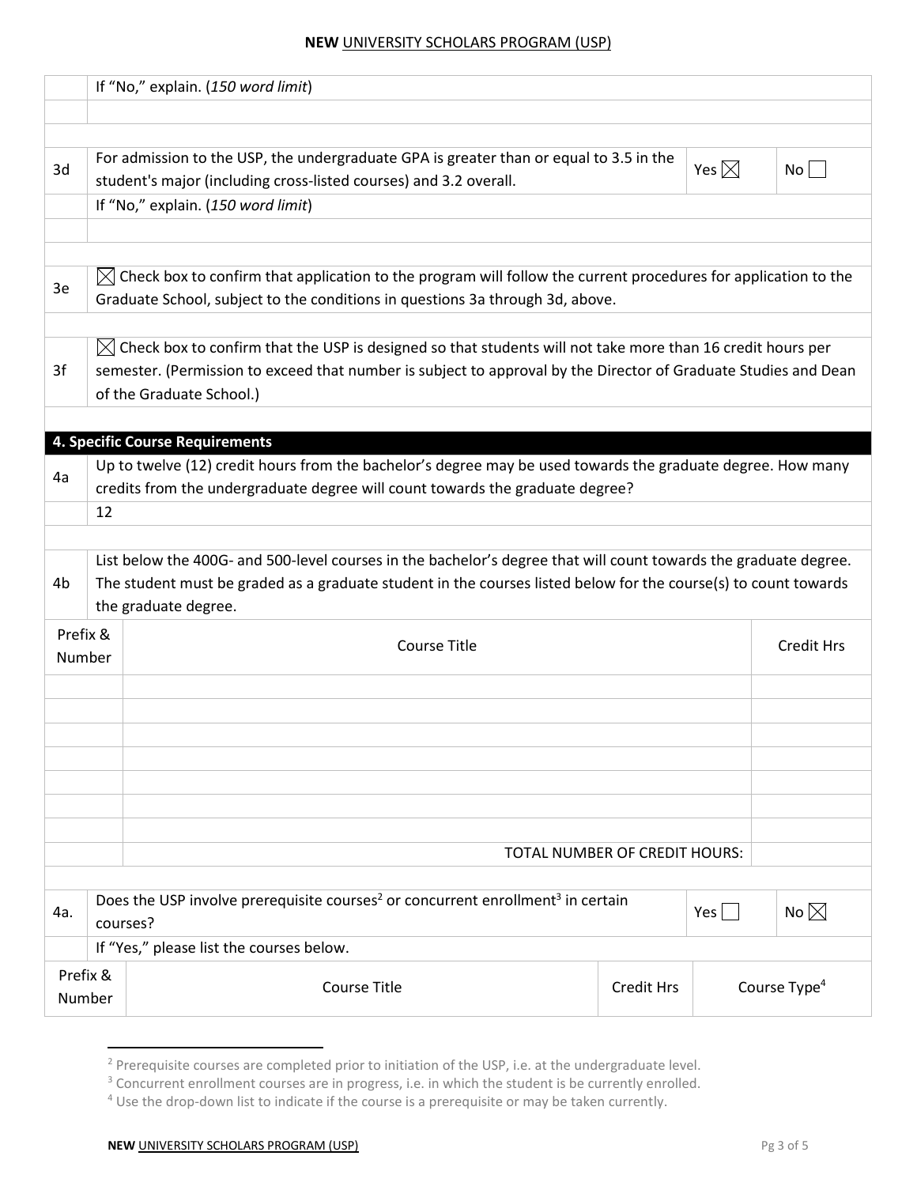| | If "No," explain. (*150 word limit*) | | |
|---|---|---|---|
| | | | |
| 3d | For admission to the USP, the undergraduate GPA is greater than or equal to 3.5 in the student's major (including cross-listed courses) and 3.2 overall. | Yes ☒ | No ☐ |
| | If "No," explain. (*150 word limit*) | | |
| | | | |

| | |
|---|---|
| 3e | ☒ Check box to confirm that application to the program will follow the current procedures for application to the Graduate School, subject to the conditions in questions 3a through 3d, above. |
| 3f | ☒ Check box to confirm that the USP is designed so that students will not take more than 16 credit hours per semester. (Permission to exceed that number is subject to approval by the Director of Graduate Studies and Dean of the Graduate School.) |

## 4. Specific Course Requirements

| | |
|---|---|
| 4a | Up to twelve (12) credit hours from the bachelor's degree may be used towards the graduate degree. How many credits from the undergraduate degree will count towards the graduate degree? |
| | 12 |
| 4b | List below the 400G- and 500-level courses in the bachelor's degree that will count towards the graduate degree. The student must be graded as a graduate student in the courses listed below for the course(s) to count towards the graduate degree. |

| Prefix & Number | Course Title | Credit Hrs |
|---|---|---|
| | | |
| | | |
| | | |
| | | |
| | | |
| | | |
| | | |
| | TOTAL NUMBER OF CREDIT HOURS: | |

| | | | |
|---|---|---|---|
| 4a. | Does the USP involve prerequisite courses[2] or concurrent enrollment[3] in certain courses? | Yes ☐ | No ☒ |
| | If "Yes," please list the courses below. | | |

| Prefix & Number | Course Title | Credit Hrs | Course Type[4] |
|---|---|---|---|

[2] Prerequisite courses are completed prior to initiation of the USP, i.e. at the undergraduate level.

[3] Concurrent enrollment courses are in progress, i.e. in which the student is be currently enrolled.

[4] Use the drop-down list to indicate if the course is a prerequisite or may be taken currently.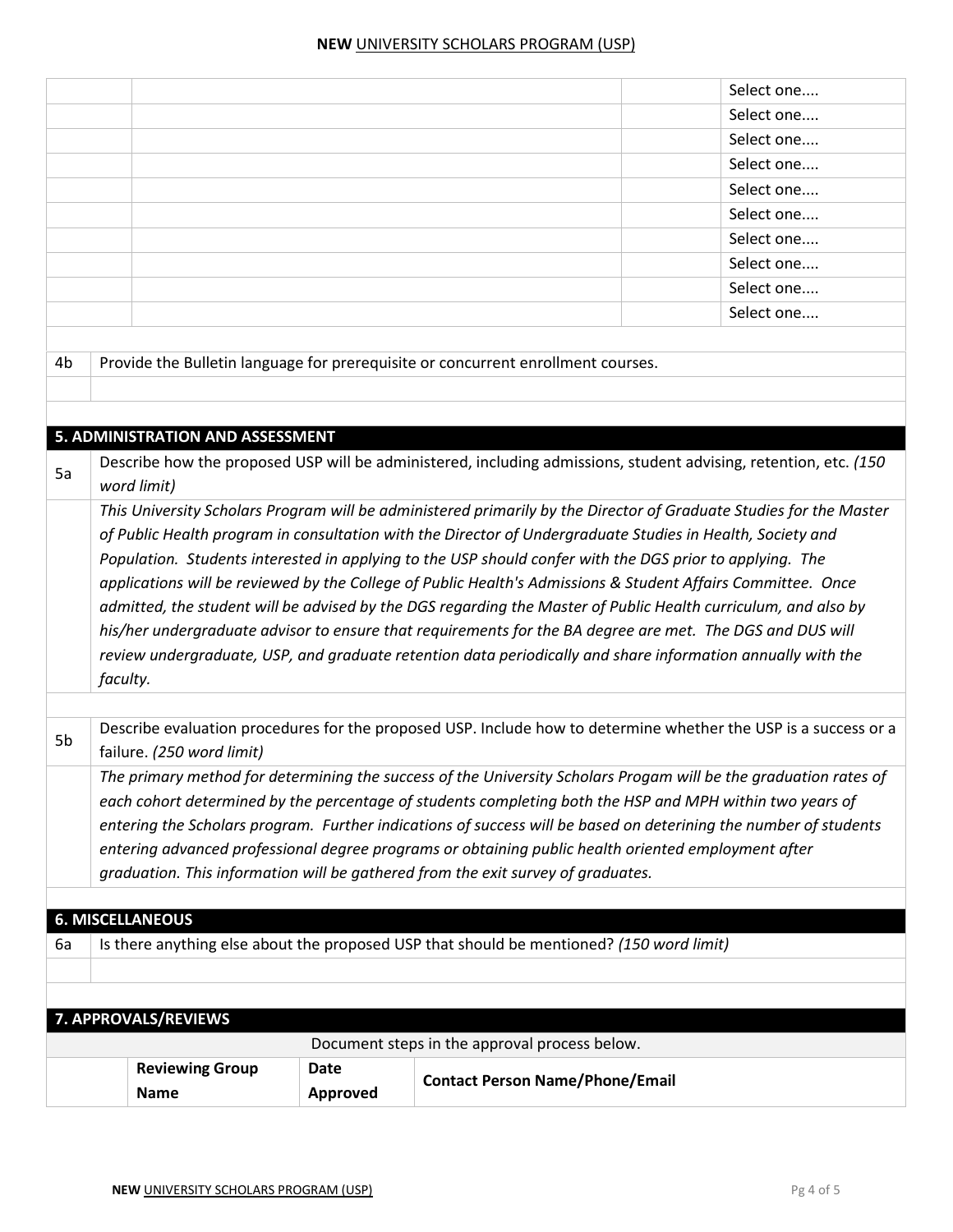| | | | |
|---|---|---|---|
| | | | Select one.... |
| | | | Select one.... |
| | | | Select one.... |
| | | | Select one.... |
| | | | Select one.... |
| | | | Select one.... |
| | | | Select one.... |
| | | | Select one.... |
| | | | Select one.... |
| | | | Select one.... |

| | |
|---|---|
| 4b | Provide the Bulletin language for prerequisite or concurrent enrollment courses. |
| | |

## 5. ADMINISTRATION AND ASSESSMENT

| | |
|---|---|
| 5a | Describe how the proposed USP will be administered, including admissions, student advising, retention, etc. *(150 word limit)* |
| | *This University Scholars Program will be administered primarily by the Director of Graduate Studies for the Master of Public Health program in consultation with the Director of Undergraduate Studies in Health, Society and Population. Students interested in applying to the USP should confer with the DGS prior to applying. The applications will be reviewed by the College of Public Health's Admissions & Student Affairs Committee. Once admitted, the student will be advised by the DGS regarding the Master of Public Health curriculum, and also by his/her undergraduate advisor to ensure that requirements for the BA degree are met. The DGS and DUS will review undergraduate, USP, and graduate retention data periodically and share information annually with the faculty.* |
| 5b | Describe evaluation procedures for the proposed USP. Include how to determine whether the USP is a success or a failure. *(250 word limit)* |
| | *The primary method for determining the success of the University Scholars Progam will be the graduation rates of each cohort determined by the percentage of students completing both the HSP and MPH within two years of entering the Scholars program. Further indications of success will be based on deterining the number of students entering advanced professional degree programs or obtaining public health oriented employment after graduation. This information will be gathered from the exit survey of graduates.* |

## 6. MISCELLANEOUS

| | |
|---|---|
| 6a | Is there anything else about the proposed USP that should be mentioned? *(150 word limit)* |
| | |

## 7. APPROVALS/REVIEWS

Document steps in the approval process below.

| | Reviewing Group Name | Date Approved | Contact Person Name/Phone/Email |
|---|---|---|---|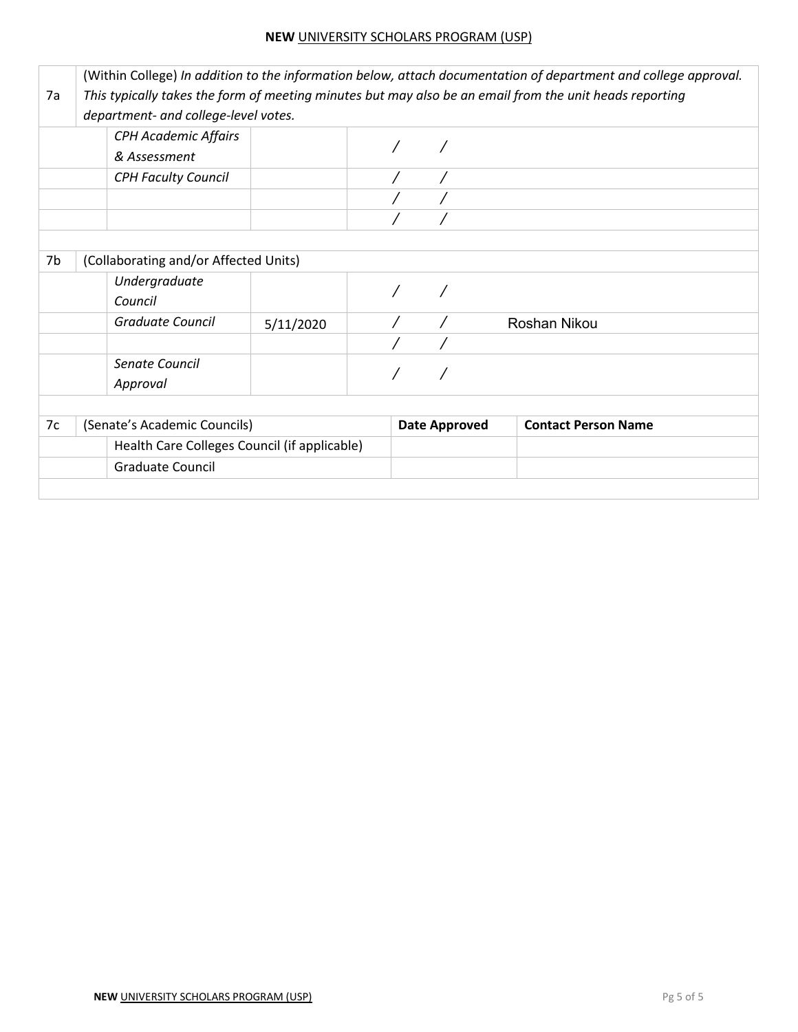| | | | | |
|---|---|---|---|---|
| 7a | (Within College) *In addition to the information below, attach documentation of department and college approval. This typically takes the form of meeting minutes but may also be an email from the unit heads reporting department- and college-level votes.* | | | |
| | *CPH Academic Affairs & Assessment* | | / / | |
| | *CPH Faculty Council* | | / / | |
| | | | / / | |
| | | | / / | |
| | | | | |
| 7b | (Collaborating and/or Affected Units) | | | |
| | *Undergraduate Council* | | / / | |
| | *Graduate Council* | 5/11/2020 | / / | Roshan Nikou |
| | | | / / | |
| | *Senate Council Approval* | | / / | |
| | | | | |
| 7c | (Senate's Academic Councils) | | **Date Approved** | **Contact Person Name** |
| | Health Care Colleges Council (if applicable) | | | |
| | Graduate Council | | | |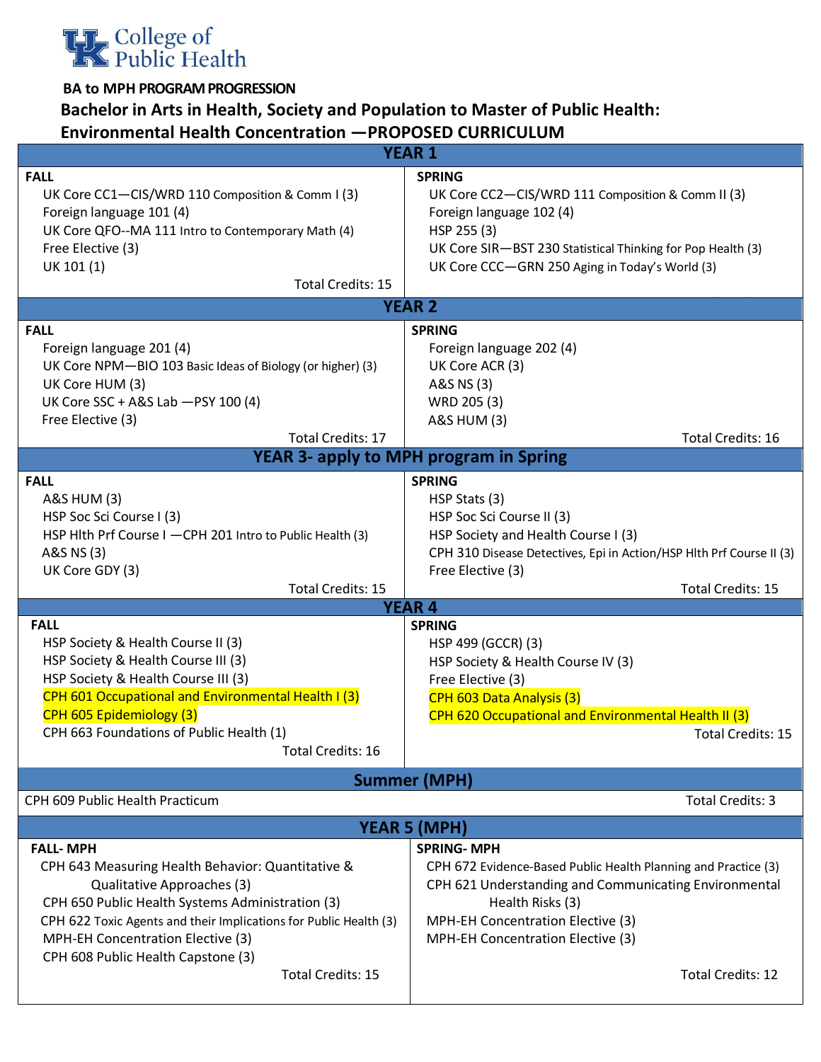**College of Public Health**

**BA to MPH PROGRAM PROGRESSION**

## Bachelor in Arts in Health, Society and Population to Master of Public Health: Environmental Health Concentration —PROPOSED CURRICULUM

### YEAR 1

| FALL | SPRING |
|---|---|
| UK Core CC1—CIS/WRD 110 Composition & Comm I (3) | UK Core CC2—CIS/WRD 111 Composition & Comm II (3) |
| Foreign language 101 (4) | Foreign language 102 (4) |
| UK Core QFO--MA 111 Intro to Contemporary Math (4) | HSP 255 (3) |
| Free Elective (3) | UK Core SIR—BST 230 Statistical Thinking for Pop Health (3) |
| UK 101 (1) | UK Core CCC—GRN 250 Aging in Today's World (3) |
| Total Credits: 15 | |

### YEAR 2

| FALL | SPRING |
|---|---|
| Foreign language 201 (4) | Foreign language 202 (4) |
| UK Core NPM—BIO 103 Basic Ideas of Biology (or higher) (3) | UK Core ACR (3) |
| UK Core HUM (3) | A&S NS (3) |
| UK Core SSC + A&S Lab —PSY 100 (4) | WRD 205 (3) |
| Free Elective (3) | A&S HUM (3) |
| Total Credits: 17 | Total Credits: 16 |

### YEAR 3- apply to MPH program in Spring

| FALL | SPRING |
|---|---|
| A&S HUM (3) | HSP Stats (3) |
| HSP Soc Sci Course I (3) | HSP Soc Sci Course II (3) |
| HSP Hlth Prf Course I —CPH 201 Intro to Public Health (3) | HSP Society and Health Course I (3) |
| A&S NS (3) | CPH 310 Disease Detectives, Epi in Action/HSP Hlth Prf Course II (3) |
| UK Core GDY (3) | Free Elective (3) |
| Total Credits: 15 | Total Credits: 15 |

### YEAR 4

| FALL | SPRING |
|---|---|
| HSP Society & Health Course II (3) | HSP 499 (GCCR) (3) |
| HSP Society & Health Course III (3) | HSP Society & Health Course IV (3) |
| HSP Society & Health Course III (3) | Free Elective (3) |
| CPH 601 Occupational and Environmental Health I (3) | CPH 603 Data Analysis (3) |
| CPH 605 Epidemiology (3) | CPH 620 Occupational and Environmental Health II (3) |
| CPH 663 Foundations of Public Health (1) | Total Credits: 15 |
| Total Credits: 16 | |

### Summer (MPH)

| | |
|---|---|
| CPH 609 Public Health Practicum | Total Credits: 3 |

### YEAR 5 (MPH)

| FALL- MPH | SPRING- MPH |
|---|---|
| CPH 643 Measuring Health Behavior: Quantitative & Qualitative Approaches (3) | CPH 672 Evidence-Based Public Health Planning and Practice (3) |
| CPH 650 Public Health Systems Administration (3) | CPH 621 Understanding and Communicating Environmental Health Risks (3) |
| CPH 622 Toxic Agents and their Implications for Public Health (3) | MPH-EH Concentration Elective (3) |
| MPH-EH Concentration Elective (3) | MPH-EH Concentration Elective (3) |
| CPH 608 Public Health Capstone (3) | |
| Total Credits: 15 | Total Credits: 12 |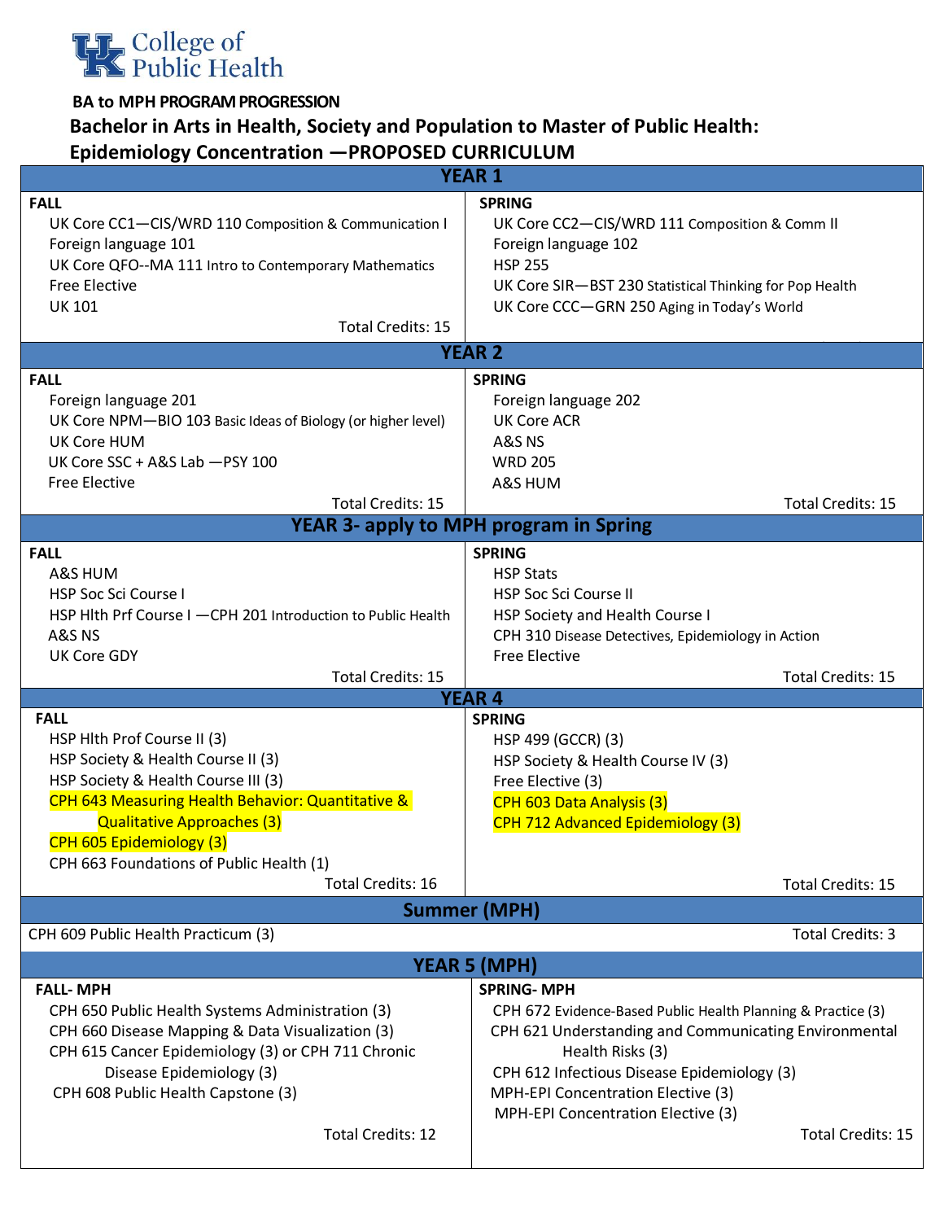College of Public Health

**BA to MPH PROGRAM PROGRESSION**

## Bachelor in Arts in Health, Society and Population to Master of Public Health: Epidemiology Concentration —PROPOSED CURRICULUM

| YEAR 1 | |
|---|---|
| **FALL**<br>UK Core CC1—CIS/WRD 110 Composition & Communication I<br>Foreign language 101<br>UK Core QFO--MA 111 Intro to Contemporary Mathematics<br>Free Elective<br>UK 101<br>Total Credits: 15 | **SPRING**<br>UK Core CC2—CIS/WRD 111 Composition & Comm II<br>Foreign language 102<br>HSP 255<br>UK Core SIR—BST 230 Statistical Thinking for Pop Health<br>UK Core CCC—GRN 250 Aging in Today's World |
| **YEAR 2** | |
| **FALL**<br>Foreign language 201<br>UK Core NPM—BIO 103 Basic Ideas of Biology (or higher level)<br>UK Core HUM<br>UK Core SSC + A&S Lab —PSY 100<br>Free Elective<br>Total Credits: 15 | **SPRING**<br>Foreign language 202<br>UK Core ACR<br>A&S NS<br>WRD 205<br>A&S HUM<br>Total Credits: 15 |
| **YEAR 3- apply to MPH program in Spring** | |
| **FALL**<br>A&S HUM<br>HSP Soc Sci Course I<br>HSP Hlth Prf Course I —CPH 201 Introduction to Public Health<br>A&S NS<br>UK Core GDY<br>Total Credits: 15 | **SPRING**<br>HSP Stats<br>HSP Soc Sci Course II<br>HSP Society and Health Course I<br>CPH 310 Disease Detectives, Epidemiology in Action<br>Free Elective<br>Total Credits: 15 |
| **YEAR 4** | |
| **FALL**<br>HSP Hlth Prof Course II (3)<br>HSP Society & Health Course II (3)<br>HSP Society & Health Course III (3)<br>CPH 643 Measuring Health Behavior: Quantitative & Qualitative Approaches (3)<br>CPH 605 Epidemiology (3)<br>CPH 663 Foundations of Public Health (1)<br>Total Credits: 16 | **SPRING**<br>HSP 499 (GCCR) (3)<br>HSP Society & Health Course IV (3)<br>Free Elective (3)<br>CPH 603 Data Analysis (3)<br>CPH 712 Advanced Epidemiology (3)<br>Total Credits: 15 |
| **Summer (MPH)** | |
| CPH 609 Public Health Practicum (3) | Total Credits: 3 |
| **YEAR 5 (MPH)** | |
| **FALL- MPH**<br>CPH 650 Public Health Systems Administration (3)<br>CPH 660 Disease Mapping & Data Visualization (3)<br>CPH 615 Cancer Epidemiology (3) or CPH 711 Chronic Disease Epidemiology (3)<br>CPH 608 Public Health Capstone (3)<br>Total Credits: 12 | **SPRING- MPH**<br>CPH 672 Evidence-Based Public Health Planning & Practice (3)<br>CPH 621 Understanding and Communicating Environmental Health Risks (3)<br>CPH 612 Infectious Disease Epidemiology (3)<br>MPH-EPI Concentration Elective (3)<br>MPH-EPI Concentration Elective (3)<br>Total Credits: 15 |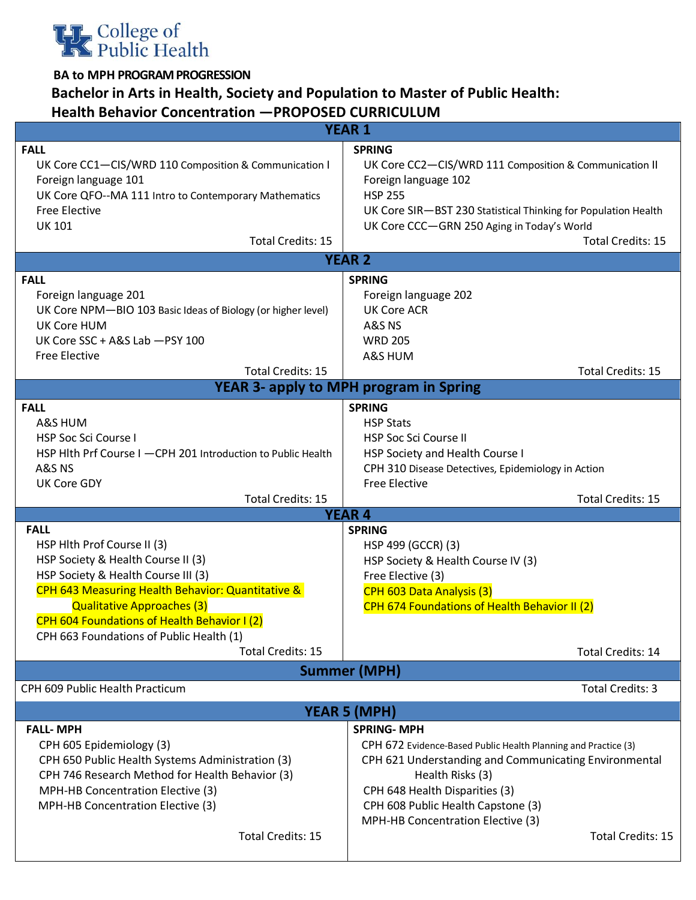College of Public Health

**BA to MPH PROGRAM PROGRESSION**

## Bachelor in Arts in Health, Society and Population to Master of Public Health: Health Behavior Concentration —PROPOSED CURRICULUM

### YEAR 1

| FALL | SPRING |
|---|---|
| UK Core CC1—CIS/WRD 110 Composition & Communication I | UK Core CC2—CIS/WRD 111 Composition & Communication II |
| Foreign language 101 | Foreign language 102 |
| UK Core QFO--MA 111 Intro to Contemporary Mathematics | HSP 255 |
| Free Elective | UK Core SIR—BST 230 Statistical Thinking for Population Health |
| UK 101 | UK Core CCC—GRN 250 Aging in Today's World |
| Total Credits: 15 | Total Credits: 15 |

### YEAR 2

| FALL | SPRING |
|---|---|
| Foreign language 201 | Foreign language 202 |
| UK Core NPM—BIO 103 Basic Ideas of Biology (or higher level) | UK Core ACR |
| UK Core HUM | A&S NS |
| UK Core SSC + A&S Lab —PSY 100 | WRD 205 |
| Free Elective | A&S HUM |
| Total Credits: 15 | Total Credits: 15 |

### YEAR 3- apply to MPH program in Spring

| FALL | SPRING |
|---|---|
| A&S HUM | HSP Stats |
| HSP Soc Sci Course I | HSP Soc Sci Course II |
| HSP Hlth Prf Course I —CPH 201 Introduction to Public Health | HSP Society and Health Course I |
| A&S NS | CPH 310 Disease Detectives, Epidemiology in Action |
| UK Core GDY | Free Elective |
| Total Credits: 15 | Total Credits: 15 |

### YEAR 4

| FALL | SPRING |
|---|---|
| HSP Hlth Prof Course II (3) | HSP 499 (GCCR) (3) |
| HSP Society & Health Course II (3) | HSP Society & Health Course IV (3) |
| HSP Society & Health Course III (3) | Free Elective (3) |
| CPH 643 Measuring Health Behavior: Quantitative & Qualitative Approaches (3) | CPH 603 Data Analysis (3) |
| CPH 604 Foundations of Health Behavior I (2) | CPH 674 Foundations of Health Behavior II (2) |
| CPH 663 Foundations of Public Health (1) | |
| Total Credits: 15 | Total Credits: 14 |

### Summer (MPH)

| | |
|---|---|
| CPH 609 Public Health Practicum | Total Credits: 3 |

### YEAR 5 (MPH)

| FALL- MPH | SPRING- MPH |
|---|---|
| CPH 605 Epidemiology (3) | CPH 672 Evidence-Based Public Health Planning and Practice (3) |
| CPH 650 Public Health Systems Administration (3) | CPH 621 Understanding and Communicating Environmental Health Risks (3) |
| CPH 746 Research Method for Health Behavior (3) | CPH 648 Health Disparities (3) |
| MPH-HB Concentration Elective (3) | CPH 608 Public Health Capstone (3) |
| MPH-HB Concentration Elective (3) | MPH-HB Concentration Elective (3) |
| Total Credits: 15 | Total Credits: 15 |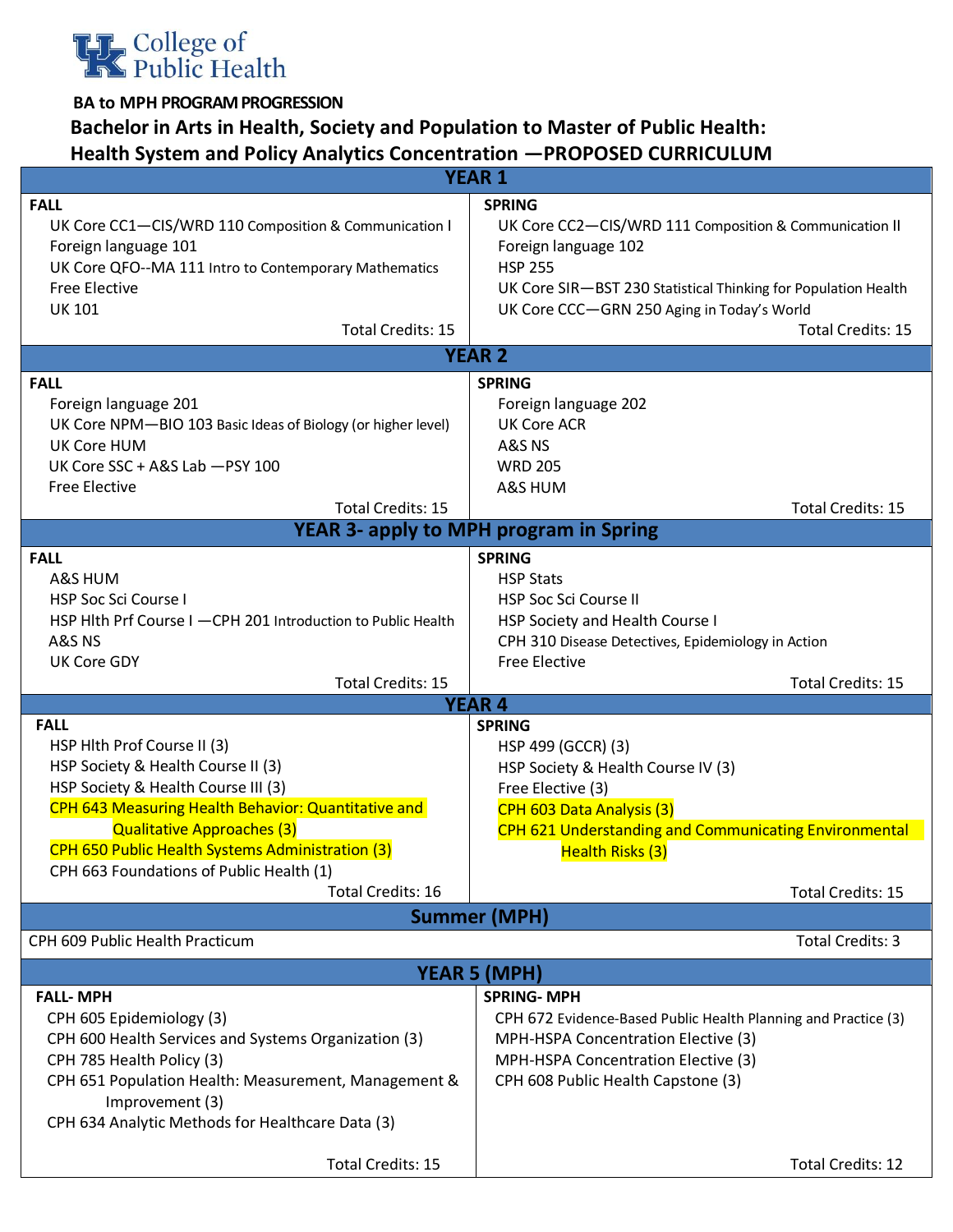College of Public Health

**BA to MPH PROGRAM PROGRESSION**

## Bachelor in Arts in Health, Society and Population to Master of Public Health: Health System and Policy Analytics Concentration —PROPOSED CURRICULUM

| **YEAR 1** | |
|---|---|
| **FALL** | **SPRING** |
| UK Core CC1—CIS/WRD 110 Composition & Communication I | UK Core CC2—CIS/WRD 111 Composition & Communication II |
| Foreign language 101 | Foreign language 102 |
| UK Core QFO--MA 111 Intro to Contemporary Mathematics | HSP 255 |
| Free Elective | UK Core SIR—BST 230 Statistical Thinking for Population Health |
| UK 101 | UK Core CCC—GRN 250 Aging in Today's World |
| Total Credits: 15 | Total Credits: 15 |
| **YEAR 2** | |
| **FALL** | **SPRING** |
| Foreign language 201 | Foreign language 202 |
| UK Core NPM—BIO 103 Basic Ideas of Biology (or higher level) | UK Core ACR |
| UK Core HUM | A&S NS |
| UK Core SSC + A&S Lab —PSY 100 | WRD 205 |
| Free Elective | A&S HUM |
| Total Credits: 15 | Total Credits: 15 |
| **YEAR 3- apply to MPH program in Spring** | |
| **FALL** | **SPRING** |
| A&S HUM | HSP Stats |
| HSP Soc Sci Course I | HSP Soc Sci Course II |
| HSP Hlth Prf Course I —CPH 201 Introduction to Public Health | HSP Society and Health Course I |
| A&S NS | CPH 310 Disease Detectives, Epidemiology in Action |
| UK Core GDY | Free Elective |
| Total Credits: 15 | Total Credits: 15 |
| **YEAR 4** | |
| **FALL** | **SPRING** |
| HSP Hlth Prof Course II (3) | HSP 499 (GCCR) (3) |
| HSP Society & Health Course II (3) | HSP Society & Health Course IV (3) |
| HSP Society & Health Course III (3) | Free Elective (3) |
| CPH 643 Measuring Health Behavior: Quantitative and Qualitative Approaches (3) | CPH 603 Data Analysis (3) |
| CPH 650 Public Health Systems Administration (3) | CPH 621 Understanding and Communicating Environmental Health Risks (3) |
| CPH 663 Foundations of Public Health (1) | |
| Total Credits: 16 | Total Credits: 15 |
| **Summer (MPH)** | |
| CPH 609 Public Health Practicum | Total Credits: 3 |
| **YEAR 5 (MPH)** | |
| **FALL- MPH** | **SPRING- MPH** |
| CPH 605 Epidemiology (3) | CPH 672 Evidence-Based Public Health Planning and Practice (3) |
| CPH 600 Health Services and Systems Organization (3) | MPH-HSPA Concentration Elective (3) |
| CPH 785 Health Policy (3) | MPH-HSPA Concentration Elective (3) |
| CPH 651 Population Health: Measurement, Management & Improvement (3) | CPH 608 Public Health Capstone (3) |
| CPH 634 Analytic Methods for Healthcare Data (3) | |
| Total Credits: 15 | Total Credits: 12 |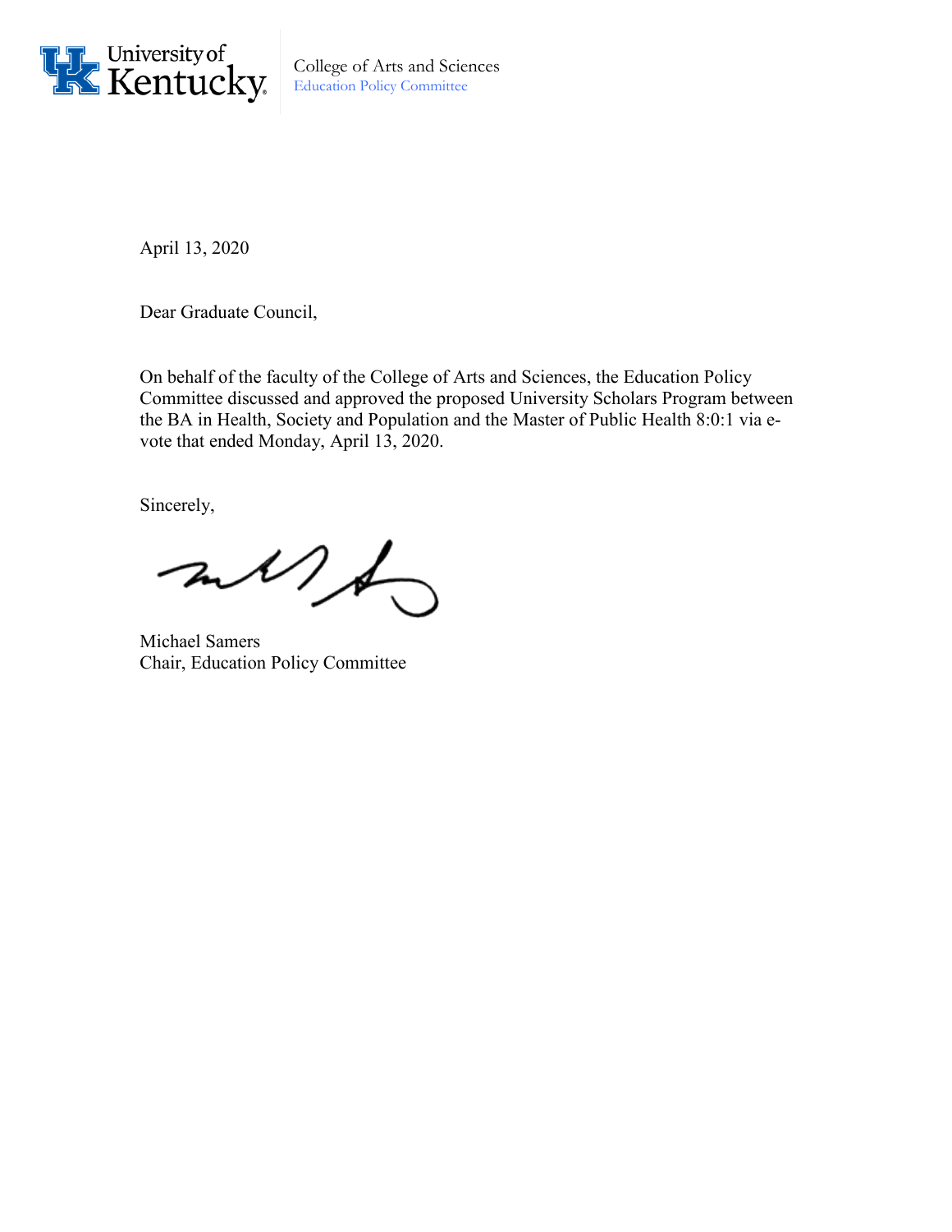University of Kentucky

College of Arts and Sciences
Education Policy Committee

April 13, 2020

Dear Graduate Council,

On behalf of the faculty of the College of Arts and Sciences, the Education Policy Committee discussed and approved the proposed University Scholars Program between the BA in Health, Society and Population and the Master of Public Health 8:0:1 via e-vote that ended Monday, April 13, 2020.

Sincerely,

Michael Samers
Chair, Education Policy Committee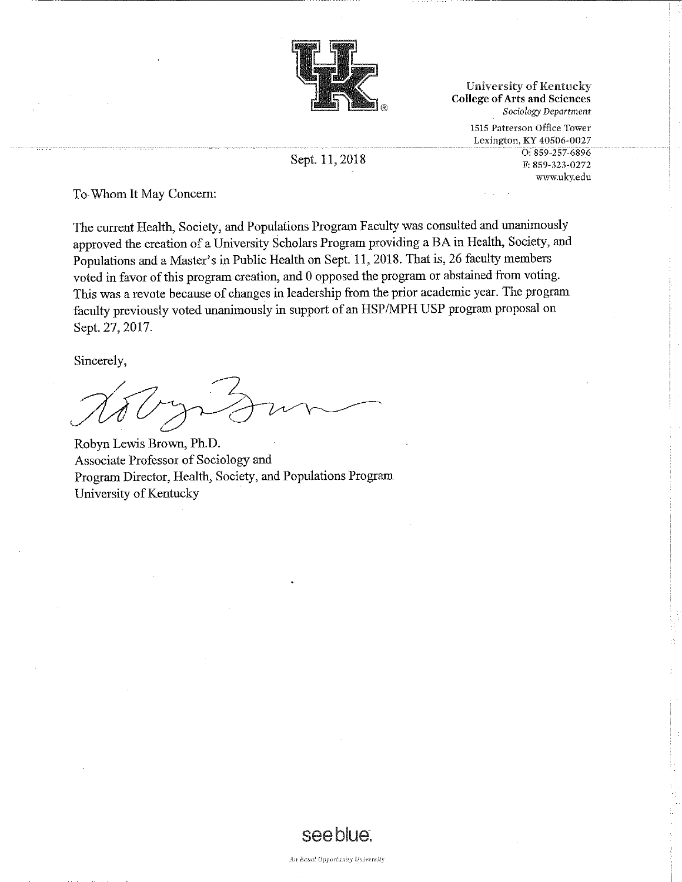University of Kentucky
College of Arts and Sciences
*Sociology Department*

1515 Patterson Office Tower
Lexington, KY 40506-0027
O: 859-257-6896
F: 859-323-0272
www.uky.edu

Sept. 11, 2018

To Whom It May Concern:

The current Health, Society, and Populations Program Faculty was consulted and unanimously approved the creation of a University Scholars Program providing a BA in Health, Society, and Populations and a Master's in Public Health on Sept. 11, 2018. That is, 26 faculty members voted in favor of this program creation, and 0 opposed the program or abstained from voting. This was a revote because of changes in leadership from the prior academic year. The program faculty previously voted unanimously in support of an HSP/MPH USP program proposal on Sept. 27, 2017.

Sincerely,

Robyn Lewis Brown, Ph.D.
Associate Professor of Sociology and
Program Director, Health, Society, and Populations Program
University of Kentucky

see blue.

*An Equal Opportunity University*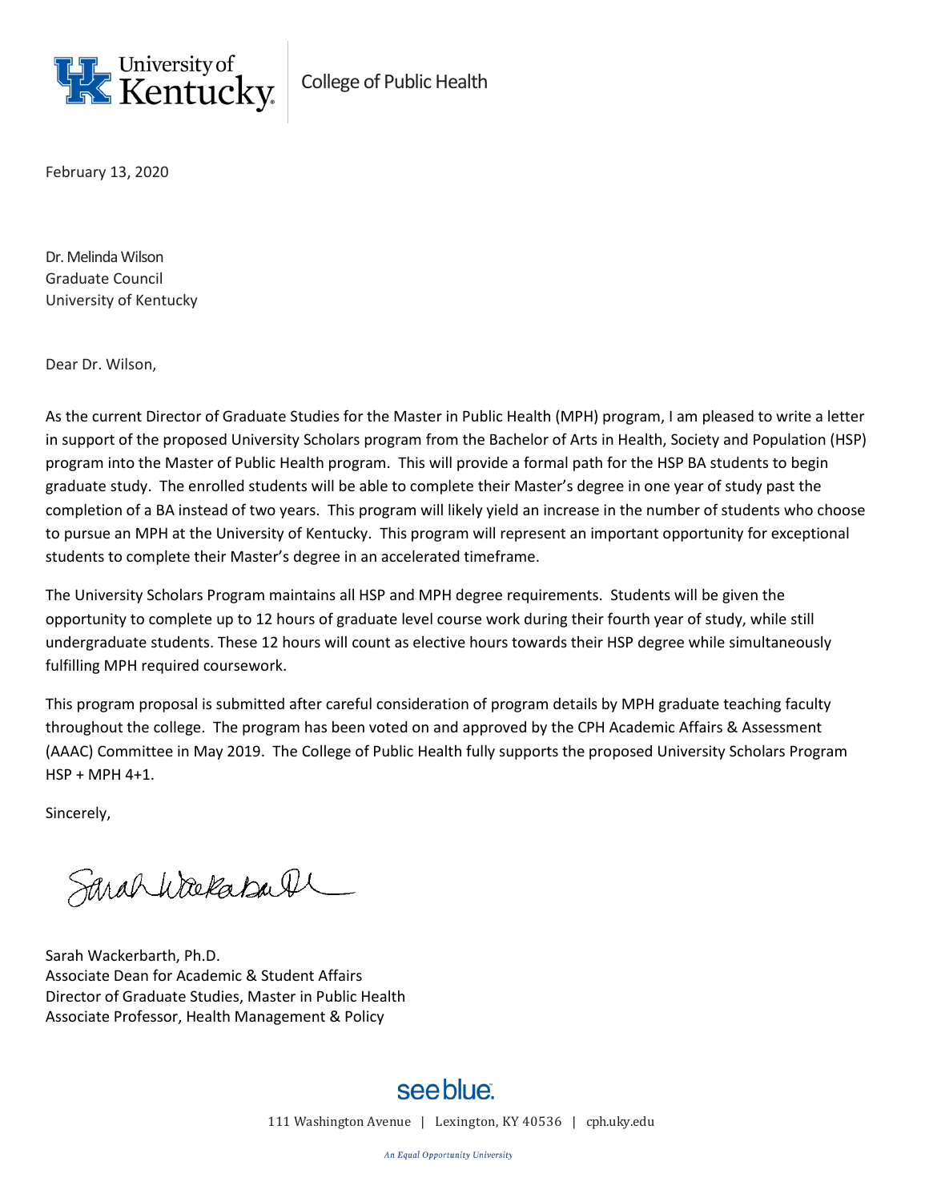University of Kentucky | College of Public Health

February 13, 2020

Dr. Melinda Wilson
Graduate Council
University of Kentucky

Dear Dr. Wilson,

As the current Director of Graduate Studies for the Master in Public Health (MPH) program, I am pleased to write a letter in support of the proposed University Scholars program from the Bachelor of Arts in Health, Society and Population (HSP) program into the Master of Public Health program. This will provide a formal path for the HSP BA students to begin graduate study. The enrolled students will be able to complete their Master's degree in one year of study past the completion of a BA instead of two years. This program will likely yield an increase in the number of students who choose to pursue an MPH at the University of Kentucky. This program will represent an important opportunity for exceptional students to complete their Master's degree in an accelerated timeframe.

The University Scholars Program maintains all HSP and MPH degree requirements. Students will be given the opportunity to complete up to 12 hours of graduate level course work during their fourth year of study, while still undergraduate students. These 12 hours will count as elective hours towards their HSP degree while simultaneously fulfilling MPH required coursework.

This program proposal is submitted after careful consideration of program details by MPH graduate teaching faculty throughout the college. The program has been voted on and approved by the CPH Academic Affairs & Assessment (AAAC) Committee in May 2019. The College of Public Health fully supports the proposed University Scholars Program HSP + MPH 4+1.

Sincerely,

Sarah Wackerbarth

Sarah Wackerbarth, Ph.D.
Associate Dean for Academic & Student Affairs
Director of Graduate Studies, Master in Public Health
Associate Professor, Health Management & Policy

see blue.

111 Washington Avenue | Lexington, KY 40536 | cph.uky.edu

*An Equal Opportunity University*